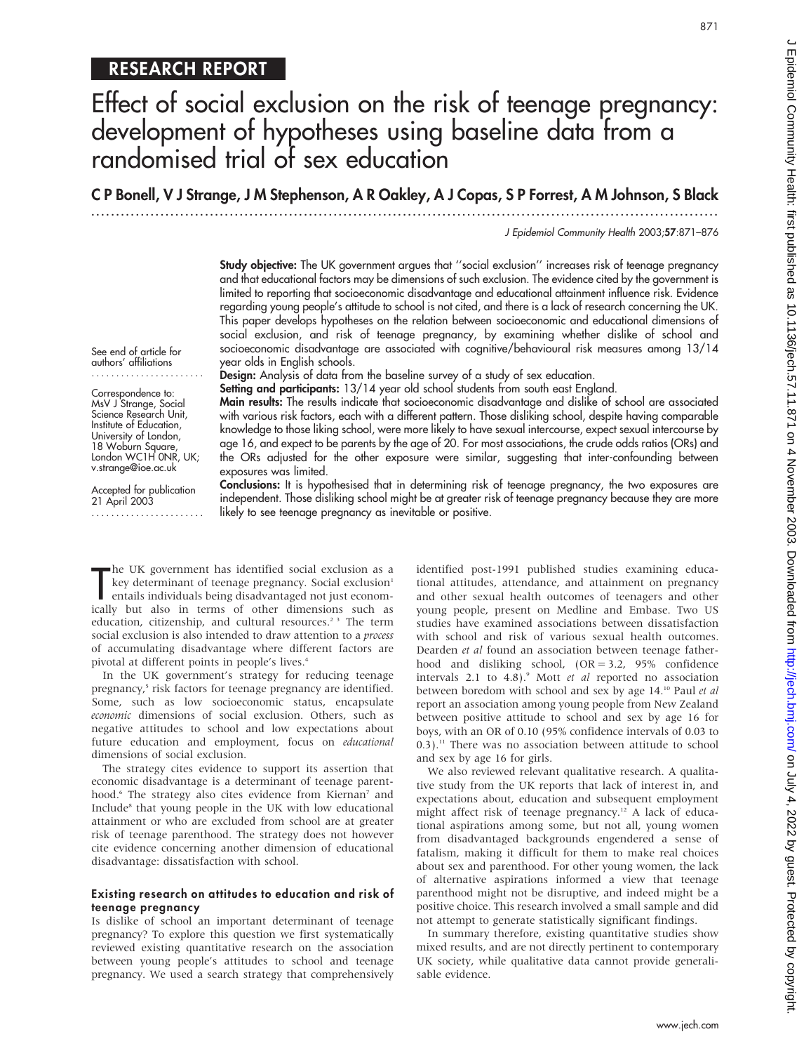RESEARCH REPORT

# Effect of social exclusion on the risk of teenage pregnancy: development of hypotheses using baseline data from a randomised trial of sex education

**C P Bonell, V J Strange, J M Stephenson, A R Oakley, A J Copas, S P Forrest, A M Johnson, S Black**

See end of article for authors' affiliations

Correspondence to: MsV J Strange, Social Science Research Unit, Institute of Education, University of London, 18 Woburn Square, London WC1H 0NR, UK; v.strange@ioe.ac.uk

Accepted for publication 21 April 2003

**Study objective:** The UK government argues that "social exclusion" increases risk of teenage pregnancy and that educational factors may be dimensions of such exclusion. The evidence cited by the government is limited to reporting that socioeconomic disadvantage and educational attainment influence risk. Evidence regarding young people's attitude to school is not cited, and there is a lack of research concerning the UK. This paper develops hypotheses on the relation between socioeconomic and educational dimensions of social exclusion, and risk of teenage pregnancy, by examining whether dislike of school and socioeconomic disadvantage are associated with cognitive/behavioural risk measures among 13/14 year olds in English schools.

**Design:** Analysis of data from the baseline survey of a study of sex education.

**Setting and participants:** 13/14 year old school students from south east England.

**Main results:** The results indicate that socioeconomic disadvantage and dislike of school are associated with various risk factors, each with a different pattern. Those disliking school, despite having comparable knowledge to those liking school, were more likely to have sexual intercourse, expect sexual intercourse by age 16, and expect to be parents by the age of 20. For most associations, the crude odds ratios (ORs) and the ORs adjusted for the other exposure were similar, suggesting that inter-confounding between exposures was limited.

**Conclusions:** It is hypothesised that in determining risk of teenage pregnancy, the two exposures are independent. Those disliking school might be at greater risk of teenage pregnancy because they are more likely to see teenage pregnancy as inevitable or positive.

The UK government has identified social exclusion as a key determinant of teenage pregnancy. Social exclusion[1] entails individuals being disadvantaged not just economically but also in terms of other dimensions such as education, citizenship, and cultural resources.[2,3] The term social exclusion is also intended to draw attention to a *process* of accumulating disadvantage where different factors are pivotal at different points in people's lives.[4]

In the UK government's strategy for reducing teenage pregnancy,[5] risk factors for teenage pregnancy are identified. Some, such as low socioeconomic status, encapsulate *economic* dimensions of social exclusion. Others, such as negative attitudes to school and low expectations about future education and employment, focus on *educational* dimensions of social exclusion.

The strategy cites evidence to support its assertion that economic disadvantage is a determinant of teenage parenthood.[6] The strategy also cites evidence from Kiernan[7] and Include[8] that young people in the UK with low educational attainment or who are excluded from school are at greater risk of teenage parenthood. The strategy does not however cite evidence concerning another dimension of educational disadvantage: dissatisfaction with school.

### Existing research on attitudes to education and risk of teenage pregnancy

Is dislike of school an important determinant of teenage pregnancy? To explore this question we first systematically reviewed existing quantitative research on the association between young people's attitudes to school and teenage pregnancy. We used a search strategy that comprehensively identified post-1991 published studies examining educational attitudes, attendance, and attainment on pregnancy and other sexual health outcomes of teenagers and other young people, present on Medline and Embase. Two US studies have examined associations between dissatisfaction with school and risk of various sexual health outcomes. Dearden *et al* found an association between teenage fatherhood and disliking school, (OR = 3.2, 95% confidence intervals 2.1 to 4.8).[9] Mott *et al* reported no association between boredom with school and sex by age 14.[10] Paul *et al* report an association among young people from New Zealand between positive attitude to school and sex by age 16 for boys, with an OR of 0.10 (95% confidence intervals of 0.03 to 0.3).[11] There was no association between attitude to school and sex by age 16 for girls.

We also reviewed relevant qualitative research. A qualitative study from the UK reports that lack of interest in, and expectations about, education and subsequent employment might affect risk of teenage pregnancy.[12] A lack of educational aspirations among some, but not all, young women from disadvantaged backgrounds engendered a sense of fatalism, making it difficult for them to make real choices about sex and parenthood. For other young women, the lack of alternative aspirations informed a view that teenage parenthood might not be disruptive, and indeed might be a positive choice. This research involved a small sample and did not attempt to generate statistically significant findings.

In summary therefore, existing quantitative studies show mixed results, and are not directly pertinent to contemporary UK society, while qualitative data cannot provide generalisable evidence.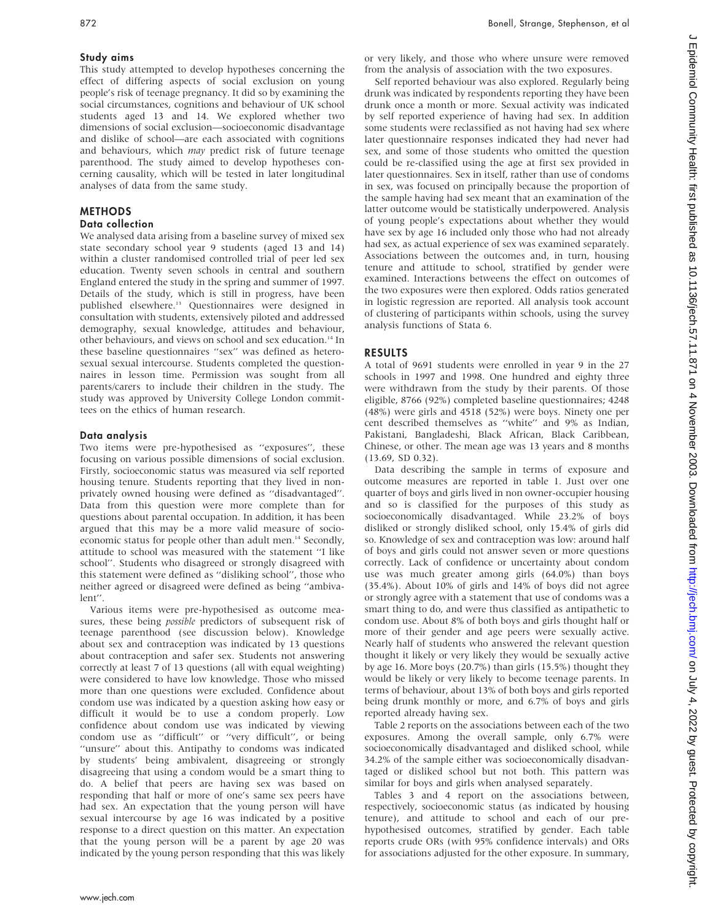### Study aims

This study attempted to develop hypotheses concerning the effect of differing aspects of social exclusion on young people's risk of teenage pregnancy. It did so by examining the social circumstances, cognitions and behaviour of UK school students aged 13 and 14. We explored whether two dimensions of social exclusion—socioeconomic disadvantage and dislike of school—are each associated with cognitions and behaviours, which *may* predict risk of future teenage parenthood. The study aimed to develop hypotheses concerning causality, which will be tested in later longitudinal analyses of data from the same study.

## METHODS

### Data collection

We analysed data arising from a baseline survey of mixed sex state secondary school year 9 students (aged 13 and 14) within a cluster randomised controlled trial of peer led sex education. Twenty seven schools in central and southern England entered the study in the spring and summer of 1997. Details of the study, which is still in progress, have been published elsewhere.[13] Questionnaires were designed in consultation with students, extensively piloted and addressed demography, sexual knowledge, attitudes and behaviour, other behaviours, and views on school and sex education.[14] In these baseline questionnaires "sex" was defined as heterosexual sexual intercourse. Students completed the questionnaires in lesson time. Permission was sought from all parents/carers to include their children in the study. The study was approved by University College London committees on the ethics of human research.

### Data analysis

Two items were pre-hypothesised as "exposures", these focusing on various possible dimensions of social exclusion. Firstly, socioeconomic status was measured via self reported housing tenure. Students reporting that they lived in non-privately owned housing were defined as "disadvantaged". Data from this question were more complete than for questions about parental occupation. In addition, it has been argued that this may be a more valid measure of socioeconomic status for people other than adult men.[14] Secondly, attitude to school was measured with the statement "I like school". Students who disagreed or strongly disagreed with this statement were defined as "disliking school", those who neither agreed or disagreed were defined as being "ambivalent".

Various items were pre-hypothesised as outcome measures, these being *possible* predictors of subsequent risk of teenage parenthood (see discussion below). Knowledge about sex and contraception was indicated by 13 questions about contraception and safer sex. Students not answering correctly at least 7 of 13 questions (all with equal weighting) were considered to have low knowledge. Those who missed more than one questions were excluded. Confidence about condom use was indicated by a question asking how easy or difficult it would be to use a condom properly. Low confidence about condom use was indicated by viewing condom use as "difficult" or "very difficult", or being "unsure" about this. Antipathy to condoms was indicated by students' being ambivalent, disagreeing or strongly disagreeing that using a condom would be a smart thing to do. A belief that peers are having sex was based on responding that half or more of one's same sex peers have had sex. An expectation that the young person will have sexual intercourse by age 16 was indicated by a positive response to a direct question on this matter. An expectation that the young person will be a parent by age 20 was indicated by the young person responding that this was likely or very likely, and those who where unsure were removed from the analysis of association with the two exposures.

Self reported behaviour was also explored. Regularly being drunk was indicated by respondents reporting they have been drunk once a month or more. Sexual activity was indicated by self reported experience of having had sex. In addition some students were reclassified as not having had sex where later questionnaire responses indicated they had never had sex, and some of those students who omitted the question could be re-classified using the age at first sex provided in later questionnaires. Sex in itself, rather than use of condoms in sex, was focused on principally because the proportion of the sample having had sex meant that an examination of the latter outcome would be statistically underpowered. Analysis of young people's expectations about whether they would have sex by age 16 included only those who had not already had sex, as actual experience of sex was examined separately. Associations between the outcomes and, in turn, housing tenure and attitude to school, stratified by gender were examined. Interactions betweens the effect on outcomes of the two exposures were then explored. Odds ratios generated in logistic regression are reported. All analysis took account of clustering of participants within schools, using the survey analysis functions of Stata 6.

## RESULTS

A total of 9691 students were enrolled in year 9 in the 27 schools in 1997 and 1998. One hundred and eighty three were withdrawn from the study by their parents. Of those eligible, 8766 (92%) completed baseline questionnaires; 4248 (48%) were girls and 4518 (52%) were boys. Ninety one per cent described themselves as "white" and 9% as Indian, Pakistani, Bangladeshi, Black African, Black Caribbean, Chinese, or other. The mean age was 13 years and 8 months (13.69, SD 0.32).

Data describing the sample in terms of exposure and outcome measures are reported in table 1. Just over one quarter of boys and girls lived in non owner-occupier housing and so is classified for the purposes of this study as socioeconomically disadvantaged. While 23.2% of boys disliked or strongly disliked school, only 15.4% of girls did so. Knowledge of sex and contraception was low: around half of boys and girls could not answer seven or more questions correctly. Lack of confidence or uncertainty about condom use was much greater among girls (64.0%) than boys (35.4%). About 10% of girls and 14% of boys did not agree or strongly agree with a statement that use of condoms was a smart thing to do, and were thus classified as antipathetic to condom use. About 8% of both boys and girls thought half or more of their gender and age peers were sexually active. Nearly half of students who answered the relevant question thought it likely or very likely they would be sexually active by age 16. More boys (20.7%) than girls (15.5%) thought they would be likely or very likely to become teenage parents. In terms of behaviour, about 13% of both boys and girls reported being drunk monthly or more, and 6.7% of boys and girls reported already having sex.

Table 2 reports on the associations between each of the two exposures. Among the overall sample, only 6.7% were socioeconomically disadvantaged and disliked school, while 34.2% of the sample either was socioeconomically disadvantaged or disliked school but not both. This pattern was similar for boys and girls when analysed separately.

Tables 3 and 4 report on the associations between, respectively, socioeconomic status (as indicated by housing tenure), and attitude to school and each of our pre-hypothesised outcomes, stratified by gender. Each table reports crude ORs (with 95% confidence intervals) and ORs for associations adjusted for the other exposure. In summary,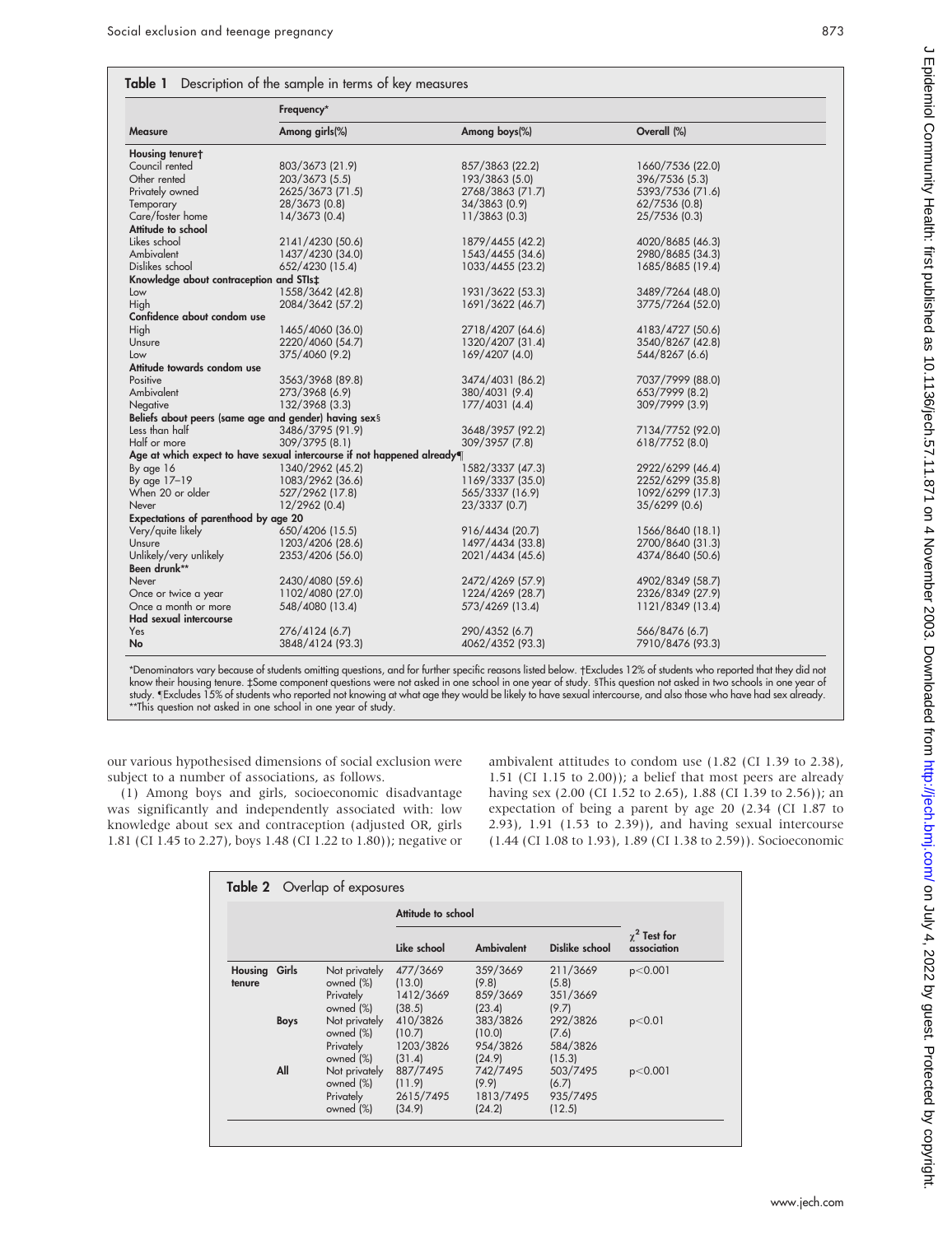**Table 1** Description of the sample in terms of key measures

| Measure | Frequency* Among girls(%) | Among boys(%) | Overall (%) |
|---|---|---|---|
| **Housing tenure†** | | | |
| Council rented | 803/3673 (21.9) | 857/3863 (22.2) | 1660/7536 (22.0) |
| Other rented | 203/3673 (5.5) | 193/3863 (5.0) | 396/7536 (5.3) |
| Privately owned | 2625/3673 (71.5) | 2768/3863 (71.7) | 5393/7536 (71.6) |
| Temporary | 28/3673 (0.8) | 34/3863 (0.9) | 62/7536 (0.8) |
| Care/foster home | 14/3673 (0.4) | 11/3863 (0.3) | 25/7536 (0.3) |
| **Attitude to school** | | | |
| Likes school | 2141/4230 (50.6) | 1879/4455 (42.2) | 4020/8685 (46.3) |
| Ambivalent | 1437/4230 (34.0) | 1543/4455 (34.6) | 2980/8685 (34.3) |
| Dislikes school | 652/4230 (15.4) | 1033/4455 (23.2) | 1685/8685 (19.4) |
| **Knowledge about contraception and STIs‡** | | | |
| Low | 1558/3642 (42.8) | 1931/3622 (53.3) | 3489/7264 (48.0) |
| High | 2084/3642 (57.2) | 1691/3622 (46.7) | 3775/7264 (52.0) |
| **Confidence about condom use** | | | |
| High | 1465/4060 (36.0) | 2718/4207 (64.6) | 4183/4727 (50.6) |
| Unsure | 2220/4060 (54.7) | 1320/4207 (31.4) | 3540/8267 (42.8) |
| Low | 375/4060 (9.2) | 169/4207 (4.0) | 544/8267 (6.6) |
| **Attitude towards condom use** | | | |
| Positive | 3563/3968 (89.8) | 3474/4031 (86.2) | 7037/7999 (88.0) |
| Ambivalent | 273/3968 (6.9) | 380/4031 (9.4) | 653/7999 (8.2) |
| Negative | 132/3968 (3.3) | 177/4031 (4.4) | 309/7999 (3.9) |
| **Beliefs about peers (same age and gender) having sex§** | | | |
| Less than half | 3486/3795 (91.9) | 3648/3957 (92.2) | 7134/7752 (92.0) |
| Half or more | 309/3795 (8.1) | 309/3957 (7.8) | 618/7752 (8.0) |
| **Age at which expect to have sexual intercourse if not happened already¶** | | | |
| By age 16 | 1340/2962 (45.2) | 1582/3337 (47.3) | 2922/6299 (46.4) |
| By age 17–19 | 1083/2962 (36.6) | 1169/3337 (35.0) | 2252/6299 (35.8) |
| When 20 or older | 527/2962 (17.8) | 565/3337 (16.9) | 1092/6299 (17.3) |
| Never | 12/2962 (0.4) | 23/3337 (0.7) | 35/6299 (0.6) |
| **Expectations of parenthood by age 20** | | | |
| Very/quite likely | 650/4206 (15.5) | 916/4434 (20.7) | 1566/8640 (18.1) |
| Unsure | 1203/4206 (28.6) | 1497/4434 (33.8) | 2700/8640 (31.3) |
| Unlikely/very unlikely | 2353/4206 (56.0) | 2021/4434 (45.6) | 4374/8640 (50.6) |
| **Been drunk\*\*** | | | |
| Never | 2430/4080 (59.6) | 2472/4269 (57.9) | 4902/8349 (58.7) |
| Once or twice a year | 1102/4080 (27.0) | 1224/4269 (28.7) | 2326/8349 (27.9) |
| Once a month or more | 548/4080 (13.4) | 573/4269 (13.4) | 1121/8349 (13.4) |
| **Had sexual intercourse** | | | |
| Yes | 276/4124 (6.7) | 290/4352 (6.7) | 566/8476 (6.7) |
| No | 3848/4124 (93.3) | 4062/4352 (93.3) | 7910/8476 (93.3) |

*Denominators vary because of students omitting questions, and for further specific reasons listed below. †Excludes 12% of students who reported that they did not know their housing tenure. ‡Some component questions were not asked in one school in one year of study. §This question not asked in two schools in one year of study. ¶Excludes 15% of students who reported not knowing at what age they would be likely to have sexual intercourse, and also those who have had sex already. **This question not asked in one school in one year of study.

our various hypothesised dimensions of social exclusion were subject to a number of associations, as follows.

(1) Among boys and girls, socioeconomic disadvantage was significantly and independently associated with: low knowledge about sex and contraception (adjusted OR, girls 1.81 (CI 1.45 to 2.27), boys 1.48 (CI 1.22 to 1.80)); negative or ambivalent attitudes to condom use (1.82 (CI 1.39 to 2.38), 1.51 (CI 1.15 to 2.00)); a belief that most peers are already having sex (2.00 (CI 1.52 to 2.65), 1.88 (CI 1.39 to 2.56)); an expectation of being a parent by age 20 (2.34 (CI 1.87 to 2.93), 1.91 (1.53 to 2.39)), and having sexual intercourse (1.44 (CI 1.08 to 1.93), 1.89 (CI 1.38 to 2.59)). Socioeconomic

**Table 2** Overlap of exposures

| | | | Attitude to school | | | |
|---|---|---|---|---|---|---|
| | | | Like school | Ambivalent | Dislike school | $\chi^2$ Test for association |
| Housing tenure | Girls | Not privately owned (%) | 477/3669 (13.0) | 359/3669 (9.8) | 211/3669 (5.8) | $p<0.001$ |
| | | Privately owned (%) | 1412/3669 (38.5) | 859/3669 (23.4) | 351/3669 (9.7) | |
| | Boys | Not privately owned (%) | 410/3826 (10.7) | 383/3826 (10.0) | 292/3826 (7.6) | $p<0.01$ |
| | | Privately owned (%) | 1203/3826 (31.4) | 954/3826 (24.9) | 584/3826 (15.3) | |
| | All | Not privately owned (%) | 887/7495 (11.9) | 742/7495 (9.9) | 503/7495 (6.7) | $p<0.001$ |
| | | Privately owned (%) | 2615/7495 (34.9) | 1813/7495 (24.2) | 935/7495 (12.5) | |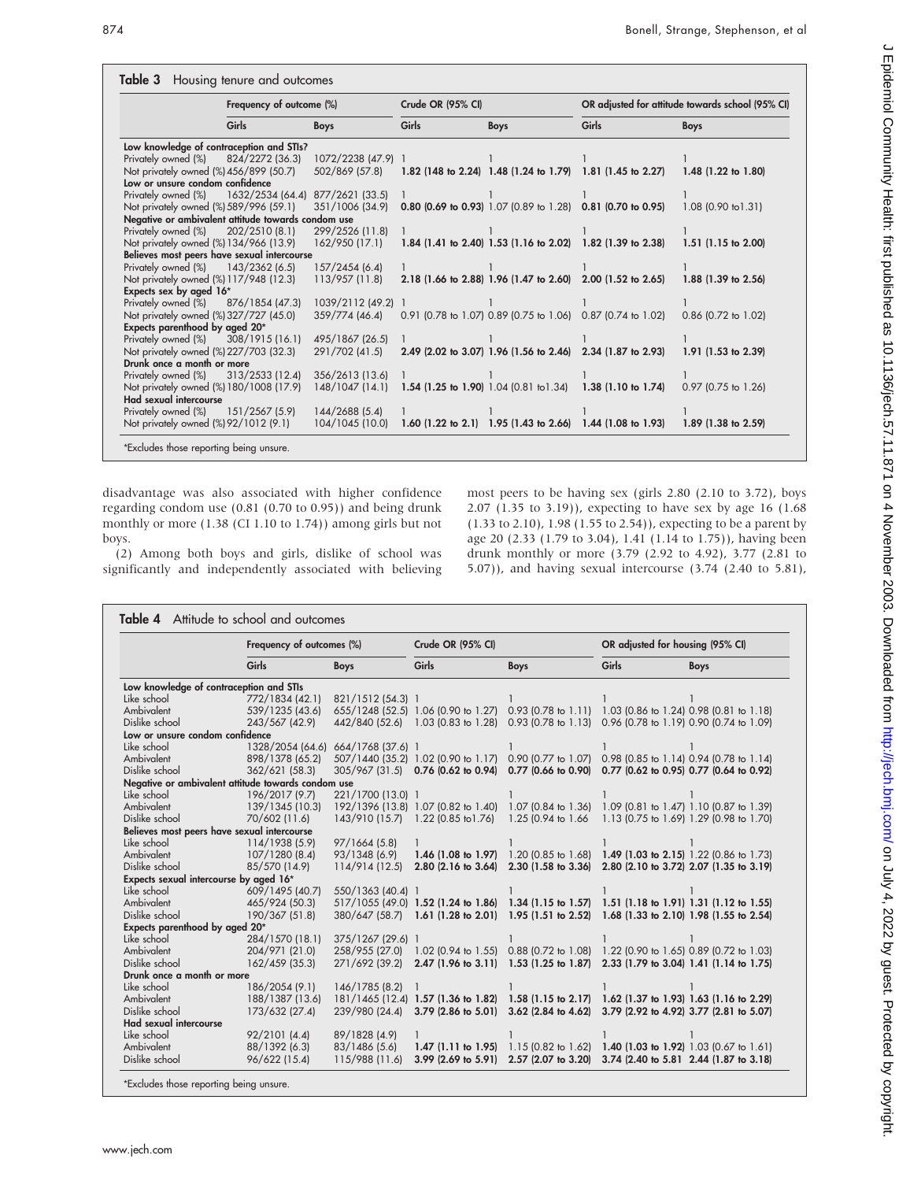**Table 3** Housing tenure and outcomes

| | Frequency of outcome (%) | | Crude OR (95% CI) | | OR adjusted for attitude towards school (95% CI) | |
|---|---|---|---|---|---|---|
| | Girls | Boys | Girls | Boys | Girls | Boys |
| **Low knowledge of contraception and STIs?** | | | | | | |
| Privately owned (%) | 824/2272 (36.3) | 1072/2238 (47.9) | 1 | 1 | 1 | 1 |
| Not privately owned (%) | 456/899 (50.7) | 502/869 (57.8) | **1.82 (148 to 2.24)** | **1.48 (1.24 to 1.79)** | **1.81 (1.45 to 2.27)** | **1.48 (1.22 to 1.80)** |
| **Low or unsure condom confidence** | | | | | | |
| Privately owned (%) | 1632/2534 (64.4) | 877/2621 (33.5) | 1 | 1 | 1 | 1 |
| Not privately owned (%) | 589/996 (59.1) | 351/1006 (34.9) | **0.80 (0.69 to 0.93)** | 1.07 (0.89 to 1.28) | **0.81 (0.70 to 0.95)** | 1.08 (0.90 to1.31) |
| **Negative or ambivalent attitude towards condom use** | | | | | | |
| Privately owned (%) | 202/2510 (8.1) | 299/2526 (11.8) | 1 | 1 | 1 | 1 |
| Not privately owned (%) | 134/966 (13.9) | 162/950 (17.1) | **1.84 (1.41 to 2.40)** | **1.53 (1.16 to 2.02)** | **1.82 (1.39 to 2.38)** | **1.51 (1.15 to 2.00)** |
| **Believes most peers have sexual intercourse** | | | | | | |
| Privately owned (%) | 143/2362 (6.5) | 157/2454 (6.4) | 1 | 1 | 1 | 1 |
| Not privately owned (%) | 117/948 (12.3) | 113/957 (11.8) | **2.18 (1.66 to 2.88)** | **1.96 (1.47 to 2.60)** | **2.00 (1.52 to 2.65)** | **1.88 (1.39 to 2.56)** |
| **Expects sex by aged 16*** | | | | | | |
| Privately owned (%) | 876/1854 (47.3) | 1039/2112 (49.2) | 1 | 1 | 1 | 1 |
| Not privately owned (%) | 327/727 (45.0) | 359/774 (46.4) | 0.91 (0.78 to 1.07) | 0.89 (0.75 to 1.06) | 0.87 (0.74 to 1.02) | 0.86 (0.72 to 1.02) |
| **Expects parenthood by aged 20*** | | | | | | |
| Privately owned (%) | 308/1915 (16.1) | 495/1867 (26.5) | 1 | 1 | 1 | 1 |
| Not privately owned (%) | 227/703 (32.3) | 291/702 (41.5) | **2.49 (2.02 to 3.07)** | **1.96 (1.56 to 2.46)** | **2.34 (1.87 to 2.93)** | **1.91 (1.53 to 2.39)** |
| **Drunk once a month or more** | | | | | | |
| Privately owned (%) | 313/2533 (12.4) | 356/2613 (13.6) | 1 | 1 | 1 | 1 |
| Not privately owned (%) | 180/1008 (17.9) | 148/1047 (14.1) | **1.54 (1.25 to 1.90)** | 1.04 (0.81 to1.34) | **1.38 (1.10 to 1.74)** | 0.97 (0.75 to 1.26) |
| **Had sexual intercourse** | | | | | | |
| Privately owned (%) | 151/2567 (5.9) | 144/2688 (5.4) | 1 | 1 | 1 | 1 |
| Not privately owned (%) | 92/1012 (9.1) | 104/1045 (10.0) | **1.60 (1.22 to 2.1)** | **1.95 (1.43 to 2.66)** | **1.44 (1.08 to 1.93)** | **1.89 (1.38 to 2.59)** |

*Excludes those reporting being unsure.

disadvantage was also associated with higher confidence regarding condom use (0.81 (0.70 to 0.95)) and being drunk monthly or more (1.38 (CI 1.10 to 1.74)) among girls but not boys.

(2) Among both boys and girls, dislike of school was significantly and independently associated with believing most peers to be having sex (girls 2.80 (2.10 to 3.72), boys 2.07 (1.35 to 3.19)), expecting to have sex by age 16 (1.68 (1.33 to 2.10), 1.98 (1.55 to 2.54)), expecting to be a parent by age 20 (2.33 (1.79 to 3.04), 1.41 (1.14 to 1.75)), having been drunk monthly or more (3.79 (2.92 to 4.92), 3.77 (2.81 to 5.07)), and having sexual intercourse (3.74 (2.40 to 5.81),

**Table 4** Attitude to school and outcomes

| | Frequency of outcomes (%) | | Crude OR (95% CI) | | OR adjusted for housing (95% CI) | |
|---|---|---|---|---|---|---|
| | Girls | Boys | Girls | Boys | Girls | Boys |
| **Low knowledge of contraception and STIs** | | | | | | |
| Like school | 772/1834 (42.1) | 821/1512 (54.3) | 1 | 1 | 1 | 1 |
| Ambivalent | 539/1235 (43.6) | 655/1248 (52.5) | 1.06 (0.90 to 1.27) | 0.93 (0.78 to 1.11) | 1.03 (0.86 to 1.24) | 0.98 (0.81 to 1.18) |
| Dislike school | 243/567 (42.9) | 442/840 (52.6) | 1.03 (0.83 to 1.28) | 0.93 (0.78 to 1.13) | 0.96 (0.78 to 1.19) | 0.90 (0.74 to 1.09) |
| **Low or unsure condom confidence** | | | | | | |
| Like school | 1328/2054 (64.6) | 664/1768 (37.6) | 1 | 1 | 1 | 1 |
| Ambivalent | 898/1378 (65.2) | 507/1440 (35.2) | 1.02 (0.90 to 1.17) | 0.90 (0.77 to 1.07) | 0.98 (0.85 to 1.14) | 0.94 (0.78 to 1.14) |
| Dislike school | 362/621 (58.3) | 305/967 (31.5) | **0.76 (0.62 to 0.94)** | **0.77 (0.66 to 0.90)** | **0.77 (0.62 to 0.95)** | **0.77 (0.64 to 0.92)** |
| **Negative or ambivalent attitude towards condom use** | | | | | | |
| Like school | 196/2017 (9.7) | 221/1700 (13.0) | 1 | 1 | 1 | 1 |
| Ambivalent | 139/1345 (10.3) | 192/1396 (13.8) | 1.07 (0.82 to 1.40) | 1.07 (0.84 to 1.36) | 1.09 (0.81 to 1.47) | 1.10 (0.87 to 1.39) |
| Dislike school | 70/602 (11.6) | 143/910 (15.7) | 1.22 (0.85 to1.76) | 1.25 (0.94 to 1.66 | 1.13 (0.75 to 1.69) | 1.29 (0.98 to 1.70) |
| **Believes most peers have sexual intercourse** | | | | | | |
| Like school | 114/1938 (5.9) | 97/1664 (5.8) | 1 | 1 | 1 | 1 |
| Ambivalent | 107/1280 (8.4) | 93/1348 (6.9) | **1.46 (1.08 to 1.97)** | 1.20 (0.85 to 1.68) | **1.49 (1.03 to 2.15)** | 1.22 (0.86 to 1.73) |
| Dislike school | 85/570 (14.9) | 114/914 (12.5) | **2.80 (2.16 to 3.64)** | **2.30 (1.58 to 3.36)** | **2.80 (2.10 to 3.72)** | **2.07 (1.35 to 3.19)** |
| **Expects sexual intercourse by aged 16*** | | | | | | |
| Like school | 609/1495 (40.7) | 550/1363 (40.4) | 1 | 1 | 1 | 1 |
| Ambivalent | 465/924 (50.3) | 517/1055 (49.0) | **1.52 (1.24 to 1.86)** | **1.34 (1.15 to 1.57)** | **1.51 (1.18 to 1.91)** | **1.31 (1.12 to 1.55)** |
| Dislike school | 190/367 (51.8) | 380/647 (58.7) | **1.61 (1.28 to 2.01)** | **1.95 (1.51 to 2.52)** | **1.68 (1.33 to 2.10)** | **1.98 (1.55 to 2.54)** |
| **Expects parenthood by aged 20*** | | | | | | |
| Like school | 284/1570 (18.1) | 375/1267 (29.6) | 1 | 1 | 1 | 1 |
| Ambivalent | 204/971 (21.0) | 258/955 (27.0) | 1.02 (0.94 to 1.55) | 0.88 (0.72 to 1.08) | 1.22 (0.90 to 1.65) | 0.89 (0.72 to 1.03) |
| Dislike school | 162/459 (35.3) | 271/692 (39.2) | **2.47 (1.96 to 3.11)** | **1.53 (1.25 to 1.87)** | **2.33 (1.79 to 3.04)** | **1.41 (1.14 to 1.75)** |
| **Drunk once a month or more** | | | | | | |
| Like school | 186/2054 (9.1) | 146/1785 (8.2) | 1 | 1 | 1 | 1 |
| Ambivalent | 188/1387 (13.6) | 181/1465 (12.4) | **1.57 (1.36 to 1.82)** | **1.58 (1.15 to 2.17)** | **1.62 (1.37 to 1.93)** | **1.63 (1.16 to 2.29)** |
| Dislike school | 173/632 (27.4) | 239/980 (24.4) | **3.79 (2.86 to 5.01)** | **3.62 (2.84 to 4.62)** | **3.79 (2.92 to 4.92)** | **3.77 (2.81 to 5.07)** |
| **Had sexual intercourse** | | | | | | |
| Like school | 92/2101 (4.4) | 89/1828 (4.9) | 1 | 1 | 1 | 1 |
| Ambivalent | 88/1392 (6.3) | 83/1486 (5.6) | **1.47 (1.11 to 1.95)** | 1.15 (0.82 to 1.62) | **1.40 (1.03 to 1.92)** | 1.03 (0.67 to 1.61) |
| Dislike school | 96/622 (15.4) | 115/988 (11.6) | **3.99 (2.69 to 5.91)** | **2.57 (2.07 to 3.20)** | **3.74 (2.40 to 5.81** | **2.44 (1.87 to 3.18)** |

*Excludes those reporting being unsure.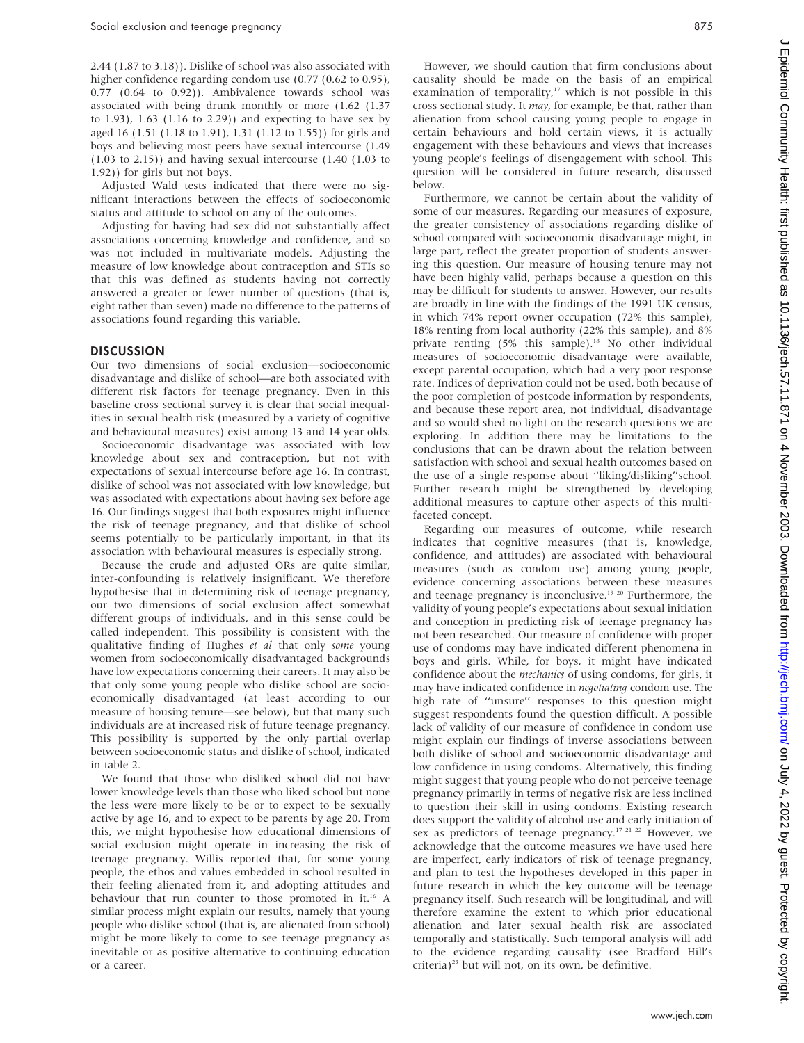2.44 (1.87 to 3.18)). Dislike of school was also associated with higher confidence regarding condom use (0.77 (0.62 to 0.95), 0.77 (0.64 to 0.92)). Ambivalence towards school was associated with being drunk monthly or more (1.62 (1.37 to 1.93), 1.63 (1.16 to 2.29)) and expecting to have sex by aged 16 (1.51 (1.18 to 1.91), 1.31 (1.12 to 1.55)) for girls and boys and believing most peers have sexual intercourse (1.49 (1.03 to 2.15)) and having sexual intercourse (1.40 (1.03 to 1.92)) for girls but not boys.

Adjusted Wald tests indicated that there were no significant interactions between the effects of socioeconomic status and attitude to school on any of the outcomes.

Adjusting for having had sex did not substantially affect associations concerning knowledge and confidence, and so was not included in multivariate models. Adjusting the measure of low knowledge about contraception and STIs so that this was defined as students having not correctly answered a greater or fewer number of questions (that is, eight rather than seven) made no difference to the patterns of associations found regarding this variable.

## DISCUSSION

Our two dimensions of social exclusion—socioeconomic disadvantage and dislike of school—are both associated with different risk factors for teenage pregnancy. Even in this baseline cross sectional survey it is clear that social inequalities in sexual health risk (measured by a variety of cognitive and behavioural measures) exist among 13 and 14 year olds.

Socioeconomic disadvantage was associated with low knowledge about sex and contraception, but not with expectations of sexual intercourse before age 16. In contrast, dislike of school was not associated with low knowledge, but was associated with expectations about having sex before age 16. Our findings suggest that both exposures might influence the risk of teenage pregnancy, and that dislike of school seems potentially to be particularly important, in that its association with behavioural measures is especially strong.

Because the crude and adjusted ORs are quite similar, inter-confounding is relatively insignificant. We therefore hypothesise that in determining risk of teenage pregnancy, our two dimensions of social exclusion affect somewhat different groups of individuals, and in this sense could be called independent. This possibility is consistent with the qualitative finding of Hughes *et al* that only *some* young women from socioeconomically disadvantaged backgrounds have low expectations concerning their careers. It may also be that only some young people who dislike school are socioeconomically disadvantaged (at least according to our measure of housing tenure—see below), but that many such individuals are at increased risk of future teenage pregnancy. This possibility is supported by the only partial overlap between socioeconomic status and dislike of school, indicated in table 2.

We found that those who disliked school did not have lower knowledge levels than those who liked school but none the less were more likely to be or to expect to be sexually active by age 16, and to expect to be parents by age 20. From this, we might hypothesise how educational dimensions of social exclusion might operate in increasing the risk of teenage pregnancy. Willis reported that, for some young people, the ethos and values embedded in school resulted in their feeling alienated from it, and adopting attitudes and behaviour that run counter to those promoted in it.[16] A similar process might explain our results, namely that young people who dislike school (that is, are alienated from school) might be more likely to come to see teenage pregnancy as inevitable or as positive alternative to continuing education or a career.

However, we should caution that firm conclusions about causality should be made on the basis of an empirical examination of temporality,[17] which is not possible in this cross sectional study. It *may*, for example, be that, rather than alienation from school causing young people to engage in certain behaviours and hold certain views, it is actually engagement with these behaviours and views that increases young people's feelings of disengagement with school. This question will be considered in future research, discussed below.

Furthermore, we cannot be certain about the validity of some of our measures. Regarding our measures of exposure, the greater consistency of associations regarding dislike of school compared with socioeconomic disadvantage might, in large part, reflect the greater proportion of students answering this question. Our measure of housing tenure may not have been highly valid, perhaps because a question on this may be difficult for students to answer. However, our results are broadly in line with the findings of the 1991 UK census, in which 74% report owner occupation (72% this sample), 18% renting from local authority (22% this sample), and 8% private renting (5% this sample).[18] No other individual measures of socioeconomic disadvantage were available, except parental occupation, which had a very poor response rate. Indices of deprivation could not be used, both because of the poor completion of postcode information by respondents, and because these report area, not individual, disadvantage and so would shed no light on the research questions we are exploring. In addition there may be limitations to the conclusions that can be drawn about the relation between satisfaction with school and sexual health outcomes based on the use of a single response about ''liking/disliking''school. Further research might be strengthened by developing additional measures to capture other aspects of this multifaceted concept.

Regarding our measures of outcome, while research indicates that cognitive measures (that is, knowledge, confidence, and attitudes) are associated with behavioural measures (such as condom use) among young people, evidence concerning associations between these measures and teenage pregnancy is inconclusive.[19,20] Furthermore, the validity of young people's expectations about sexual initiation and conception in predicting risk of teenage pregnancy has not been researched. Our measure of confidence with proper use of condoms may have indicated different phenomena in boys and girls. While, for boys, it might have indicated confidence about the *mechanics* of using condoms, for girls, it may have indicated confidence in *negotiating* condom use. The high rate of ''unsure'' responses to this question might suggest respondents found the question difficult. A possible lack of validity of our measure of confidence in condom use might explain our findings of inverse associations between both dislike of school and socioeconomic disadvantage and low confidence in using condoms. Alternatively, this finding might suggest that young people who do not perceive teenage pregnancy primarily in terms of negative risk are less inclined to question their skill in using condoms. Existing research does support the validity of alcohol use and early initiation of sex as predictors of teenage pregnancy.[17,21,22] However, we acknowledge that the outcome measures we have used here are imperfect, early indicators of risk of teenage pregnancy, and plan to test the hypotheses developed in this paper in future research in which the key outcome will be teenage pregnancy itself. Such research will be longitudinal, and will therefore examine the extent to which prior educational alienation and later sexual health risk are associated temporally and statistically. Such temporal analysis will add to the evidence regarding causality (see Bradford Hill's criteria)[23] but will not, on its own, be definitive.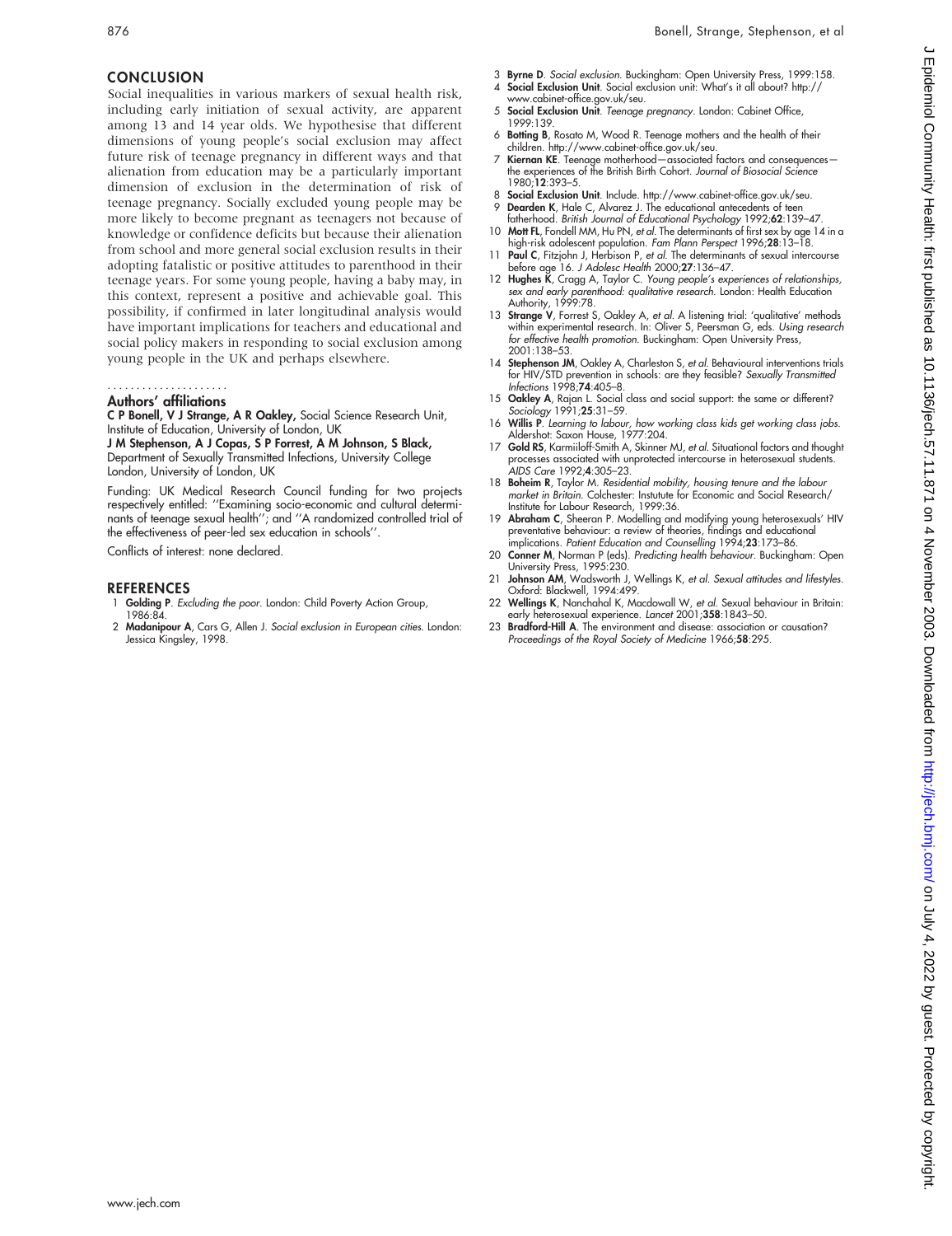## CONCLUSION

Social inequalities in various markers of sexual health risk, including early initiation of sexual activity, are apparent among 13 and 14 year olds. We hypothesise that different dimensions of young people's social exclusion may affect future risk of teenage pregnancy in different ways and that alienation from education may be a particularly important dimension of exclusion in the determination of risk of teenage pregnancy. Socially excluded young people may be more likely to become pregnant as teenagers not because of knowledge or confidence deficits but because their alienation from school and more general social exclusion results in their adopting fatalistic or positive attitudes to parenthood in their teenage years. For some young people, having a baby may, in this context, represent a positive and achievable goal. This possibility, if confirmed in later longitudinal analysis would have important implications for teachers and educational and social policy makers in responding to social exclusion among young people in the UK and perhaps elsewhere.

### Authors' affiliations

**C P Bonell, V J Strange, A R Oakley,** Social Science Research Unit, Institute of Education, University of London, UK

**J M Stephenson, A J Copas, S P Forrest, A M Johnson, S Black,** Department of Sexually Transmitted Infections, University College London, University of London, UK

Funding: UK Medical Research Council funding for two projects respectively entitled: "Examining socio-economic and cultural determinants of teenage sexual health"; and "A randomized controlled trial of the effectiveness of peer-led sex education in schools".

Conflicts of interest: none declared.

## REFERENCES

1. **Golding P**. *Excluding the poor*. London: Child Poverty Action Group, 1986:84.
2. **Madanipour A**, Cars G, Allen J. *Social exclusion in European cities*. London: Jessica Kingsley, 1998.
3. **Byrne D**. *Social exclusion*. Buckingham: Open University Press, 1999:158.
4. **Social Exclusion Unit**. Social exclusion unit: What's it all about? http://www.cabinet-office.gov.uk/seu.
5. **Social Exclusion Unit**. *Teenage pregnancy*. London: Cabinet Office, 1999:139.
6. **Botting B**, Rosato M, Wood R. Teenage mothers and the health of their children. http://www.cabinet-office.gov.uk/seu.
7. **Kiernan KE**. Teenage motherhood—associated factors and consequences—the experiences of the British Birth Cohort. *Journal of Biosocial Science* 1980;**12**:393–5.
8. **Social Exclusion Unit**. Include. http://www.cabinet-office.gov.uk/seu.
9. **Dearden K**, Hale C, Alvarez J. The educational antecedents of teen fatherhood. *British Journal of Educational Psychology* 1992;**62**:139–47.
10. **Mott FL**, Fondell MM, Hu PN, *et al*. The determinants of first sex by age 14 in a high-risk adolescent population. *Fam Plann Perspect* 1996;**28**:13–18.
11. **Paul C**, Fitzjohn J, Herbison P, *et al*. The determinants of sexual intercourse before age 16. *J Adolesc Health* 2000;**27**:136–47.
12. **Hughes K**, Cragg A, Taylor C. *Young people's experiences of relationships, sex and early parenthood: qualitative research*. London: Health Education Authority, 1999:78.
13. **Strange V**, Forrest S, Oakley A, *et al*. A listening trial: 'qualitative' methods within experimental research. In: Oliver S, Peersman G, eds. *Using research for effective health promotion*. Buckingham: Open University Press, 2001:138–53.
14. **Stephenson JM**, Oakley A, Charleston S, *et al*. Behavioural interventions trials for HIV/STD prevention in schools: are they feasible? *Sexually Transmitted Infections* 1998;**74**:405–8.
15. **Oakley A**, Rajan L. Social class and social support: the same or different? *Sociology* 1991;**25**:31–59.
16. **Willis P**. *Learning to labour, how working class kids get working class jobs*. Aldershot: Saxon House, 1977:204.
17. **Gold RS**, Karmiiloff-Smith A, Skinner MJ, *et al*. Situational factors and thought processes associated with unprotected intercourse in heterosexual students. *AIDS Care* 1992;**4**:305–23.
18. **Boheim R**, Taylor M. *Residential mobility, housing tenure and the labour market in Britain*. Colchester: Instutute for Economic and Social Research/Institute for Labour Research, 1999:36.
19. **Abraham C**, Sheeran P. Modelling and modifying young heterosexuals' HIV preventative behaviour: a review of theories, findings and educational implications. *Patient Education and Counselling* 1994;**23**:173–86.
20. **Conner M**, Norman P (eds). *Predicting health behaviour*. Buckingham: Open University Press, 1995:230.
21. **Johnson AM**, Wadsworth J, Wellings K, *et al*. *Sexual attitudes and lifestyles*. Oxford: Blackwell, 1994:499.
22. **Wellings K**, Nanchahal K, Macdowall W, *et al*. Sexual behaviour in Britain: early heterosexual experience. *Lancet* 2001;**358**:1843–50.
23. **Bradford-Hill A**. The environment and disease: association or causation? *Proceedings of the Royal Society of Medicine* 1966;**58**:295.